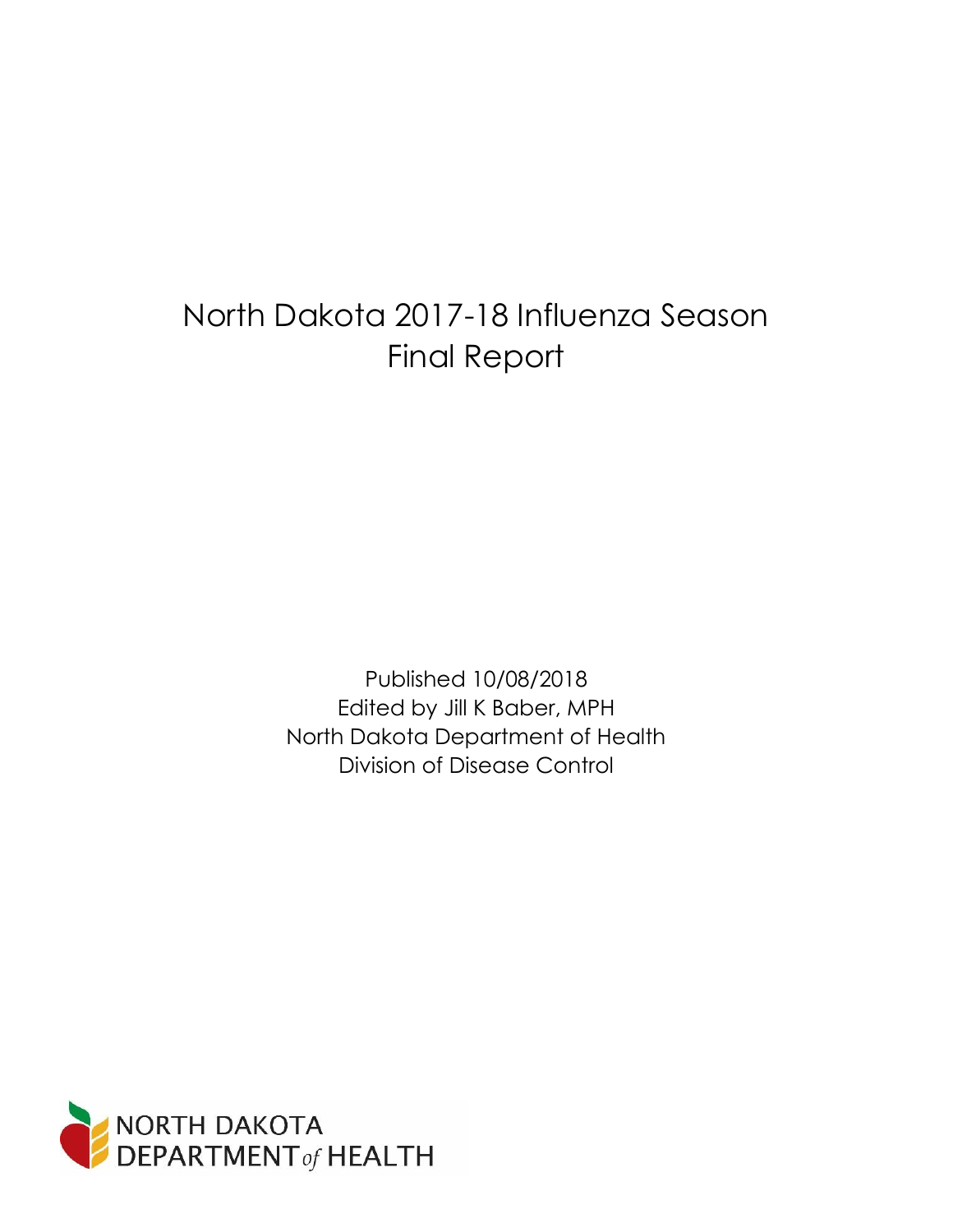# North Dakota 2017-18 Influenza Season Final Report

Published 10/08/2018
Edited by Jill K Baber, MPH
North Dakota Department of Health
Division of Disease Control

NORTH DAKOTA DEPARTMENT of HEALTH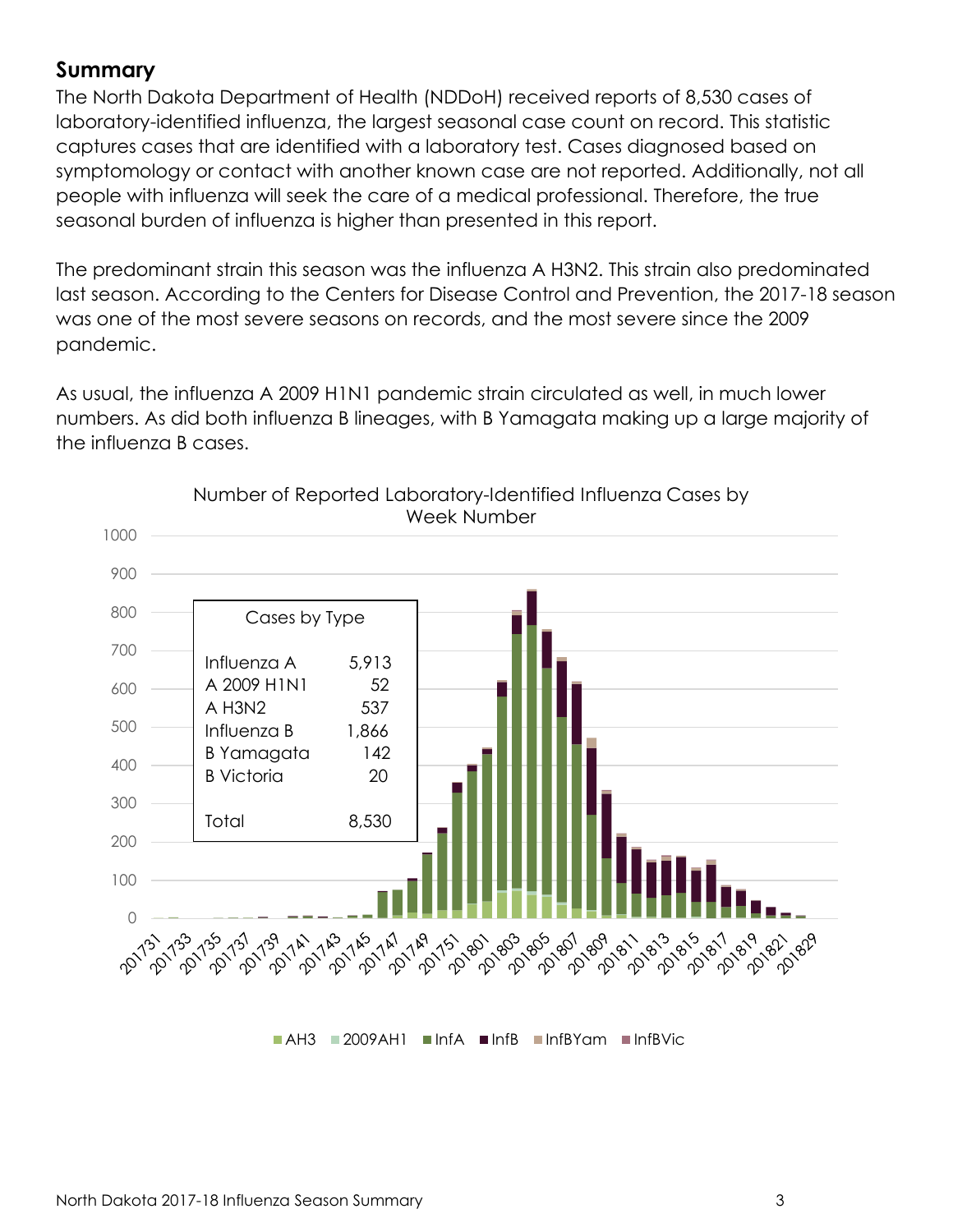## Summary

The North Dakota Department of Health (NDDoH) received reports of 8,530 cases of laboratory-identified influenza, the largest seasonal case count on record. This statistic captures cases that are identified with a laboratory test. Cases diagnosed based on symptomology or contact with another known case are not reported. Additionally, not all people with influenza will seek the care of a medical professional. Therefore, the true seasonal burden of influenza is higher than presented in this report.

The predominant strain this season was the influenza A H3N2. This strain also predominated last season. According to the Centers for Disease Control and Prevention, the 2017-18 season was one of the most severe seasons on records, and the most severe since the 2009 pandemic.

As usual, the influenza A 2009 H1N1 pandemic strain circulated as well, in much lower numbers. As did both influenza B lineages, with B Yamagata making up a large majority of the influenza B cases.

Number of Reported Laboratory-Identified Influenza Cases by Week Number

| Cases by Type | |
|---|---|
| Influenza A | 5,913 |
| A 2009 H1N1 | 52 |
| A H3N2 | 537 |
| Influenza B | 1,866 |
| B Yamagata | 142 |
| B Victoria | 20 |
| Total | 8,530 |

AH3 · 2009AH1 · InfA · InfB · InfBYam · InfBVic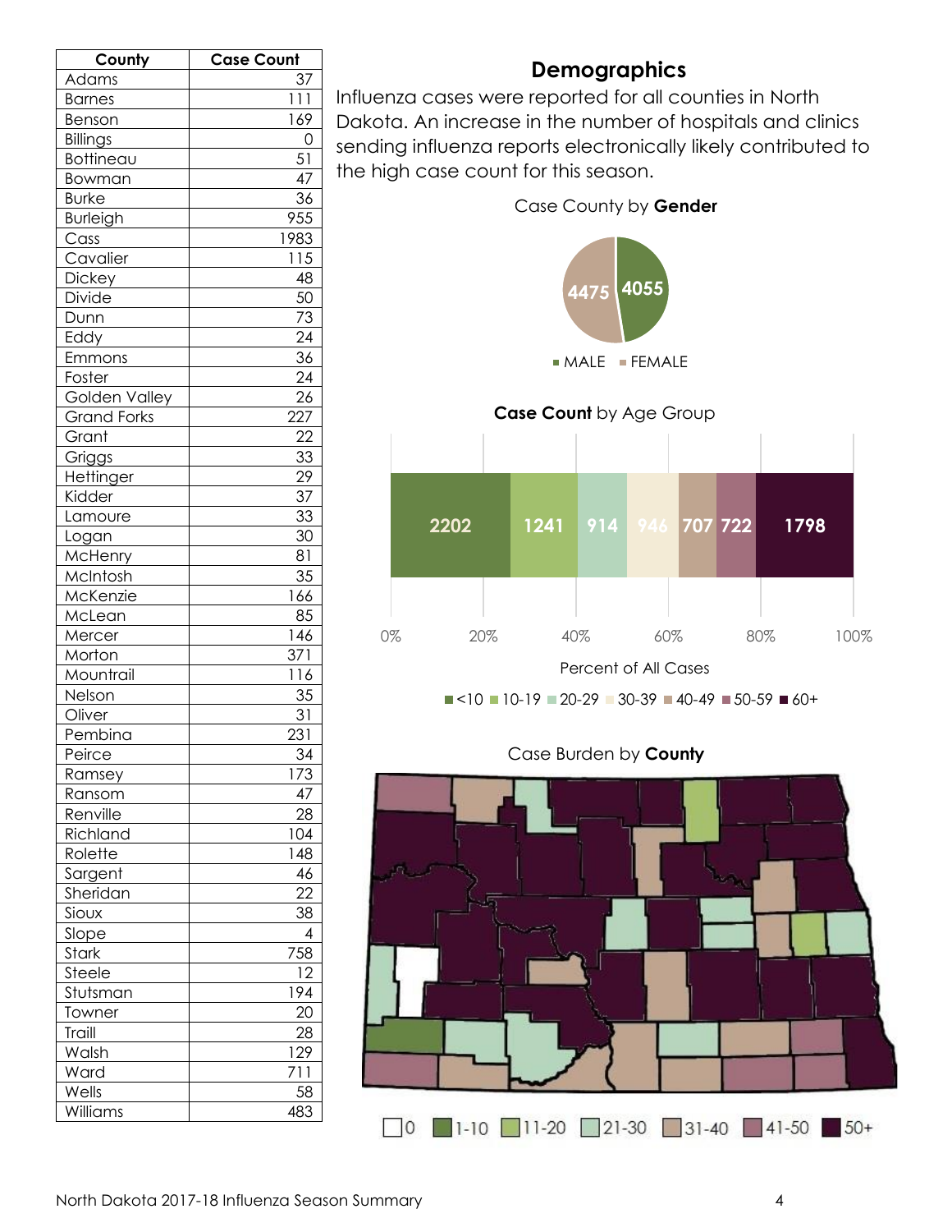| County | Case Count |
| --- | --- |
| Adams | 37 |
| Barnes | 111 |
| Benson | 169 |
| Billings | 0 |
| Bottineau | 51 |
| Bowman | 47 |
| Burke | 36 |
| Burleigh | 955 |
| Cass | 1983 |
| Cavalier | 115 |
| Dickey | 48 |
| Divide | 50 |
| Dunn | 73 |
| Eddy | 24 |
| Emmons | 36 |
| Foster | 24 |
| Golden Valley | 26 |
| Grand Forks | 227 |
| Grant | 22 |
| Griggs | 33 |
| Hettinger | 29 |
| Kidder | 37 |
| Lamoure | 33 |
| Logan | 30 |
| McHenry | 81 |
| McIntosh | 35 |
| McKenzie | 166 |
| McLean | 85 |
| Mercer | 146 |
| Morton | 371 |
| Mountrail | 116 |
| Nelson | 35 |
| Oliver | 31 |
| Pembina | 231 |
| Peirce | 34 |
| Ramsey | 173 |
| Ransom | 47 |
| Renville | 28 |
| Richland | 104 |
| Rolette | 148 |
| Sargent | 46 |
| Sheridan | 22 |
| Sioux | 38 |
| Slope | 4 |
| Stark | 758 |
| Steele | 12 |
| Stutsman | 194 |
| Towner | 20 |
| Traill | 28 |
| Walsh | 129 |
| Ward | 711 |
| Wells | 58 |
| Williams | 483 |

## Demographics

Influenza cases were reported for all counties in North Dakota. An increase in the number of hospitals and clinics sending influenza reports electronically likely contributed to the high case count for this season.

Case County by **Gender**

| Gender | Cases |
| --- | --- |
| MALE | 4055 |
| FEMALE | 4475 |

**Case Count** by Age Group

| Age Group | <10 | 10-19 | 20-29 | 30-39 | 40-49 | 50-59 | 60+ |
| --- | --- | --- | --- | --- | --- | --- | --- |
| Case Count | 2202 | 1241 | 914 | 946 | 707 | 722 | 1798 |

Percent of All Cases

Case Burden by **County**

0 | 1-10 | 11-20 | 21-30 | 31-40 | 41-50 | 50+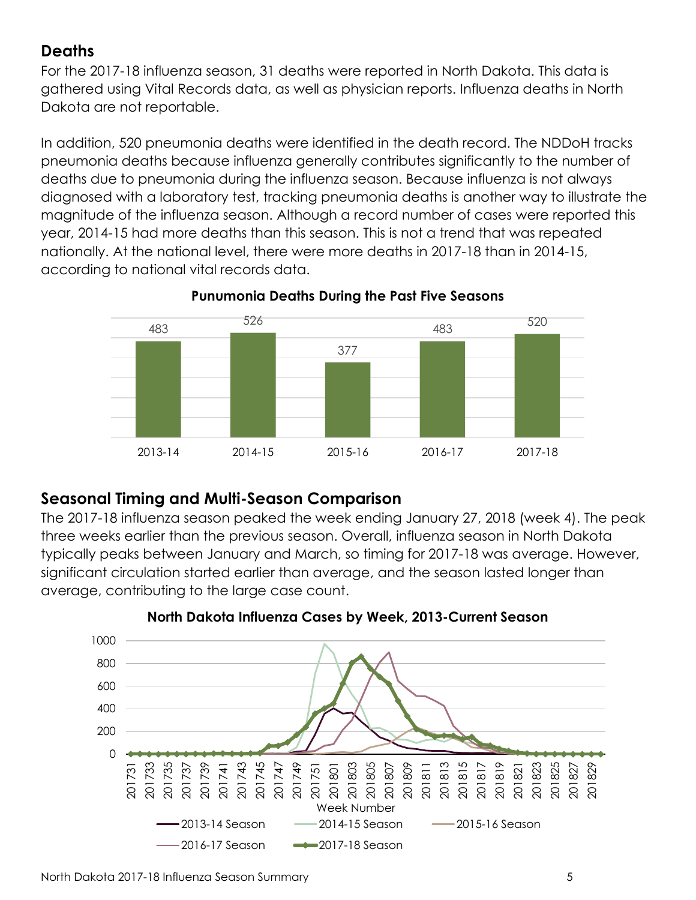## Deaths

For the 2017-18 influenza season, 31 deaths were reported in North Dakota. This data is gathered using Vital Records data, as well as physician reports. Influenza deaths in North Dakota are not reportable.

In addition, 520 pneumonia deaths were identified in the death record. The NDDoH tracks pneumonia deaths because influenza generally contributes significantly to the number of deaths due to pneumonia during the influenza season. Because influenza is not always diagnosed with a laboratory test, tracking pneumonia deaths is another way to illustrate the magnitude of the influenza season. Although a record number of cases were reported this year, 2014-15 had more deaths than this season. This is not a trend that was repeated nationally. At the national level, there were more deaths in 2017-18 than in 2014-15, according to national vital records data.

**Punumonia Deaths During the Past Five Seasons**

| Season | Deaths |
|---|---|
| 2013-14 | 483 |
| 2014-15 | 526 |
| 2015-16 | 377 |
| 2016-17 | 483 |
| 2017-18 | 520 |

## Seasonal Timing and Multi-Season Comparison

The 2017-18 influenza season peaked the week ending January 27, 2018 (week 4). The peak three weeks earlier than the previous season. Overall, influenza season in North Dakota typically peaks between January and March, so timing for 2017-18 was average. However, significant circulation started earlier than average, and the season lasted longer than average, contributing to the large case count.

**North Dakota Influenza Cases by Week, 2013-Current Season**

Legend: 2013-14 Season, 2014-15 Season, 2015-16 Season, 2016-17 Season, 2017-18 Season

X-axis: Week Number (201731 – 201829); Y-axis: 0 – 1000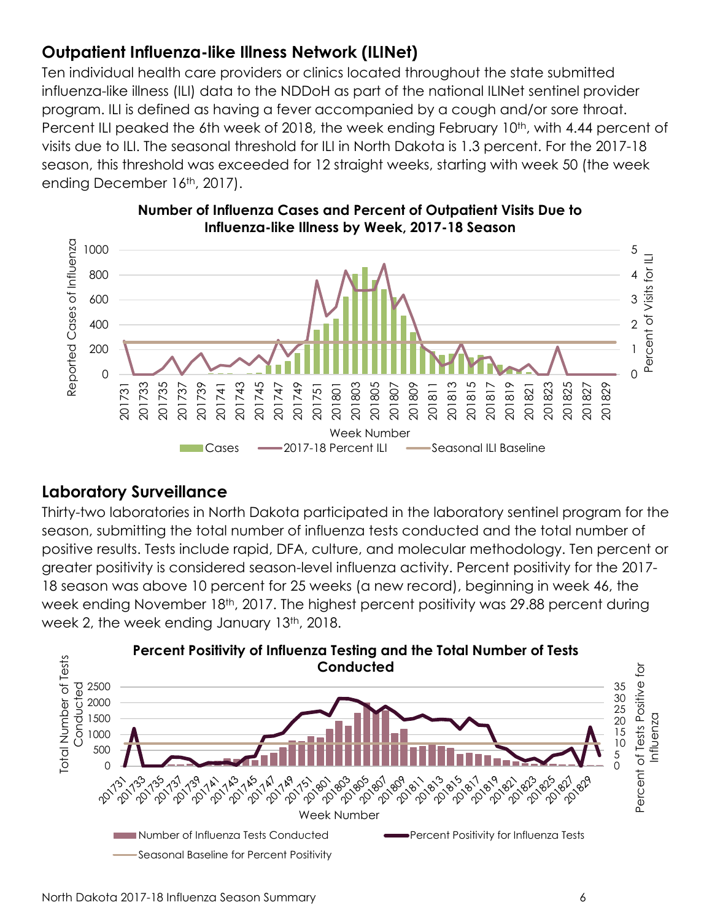## Outpatient Influenza-like Illness Network (ILINet)

Ten individual health care providers or clinics located throughout the state submitted influenza-like illness (ILI) data to the NDDoH as part of the national ILINet sentinel provider program. ILI is defined as having a fever accompanied by a cough and/or sore throat. Percent ILI peaked the 6th week of 2018, the week ending February 10th, with 4.44 percent of visits due to ILI. The seasonal threshold for ILI in North Dakota is 1.3 percent. For the 2017-18 season, this threshold was exceeded for 12 straight weeks, starting with week 50 (the week ending December 16th, 2017).

**Number of Influenza Cases and Percent of Outpatient Visits Due to Influenza-like Illness by Week, 2017-18 Season**

## Laboratory Surveillance

Thirty-two laboratories in North Dakota participated in the laboratory sentinel program for the season, submitting the total number of influenza tests conducted and the total number of positive results. Tests include rapid, DFA, culture, and molecular methodology. Ten percent or greater positivity is considered season-level influenza activity. Percent positivity for the 2017-18 season was above 10 percent for 25 weeks (a new record), beginning in week 46, the week ending November 18th, 2017. The highest percent positivity was 29.88 percent during week 2, the week ending January 13th, 2018.

**Percent Positivity of Influenza Testing and the Total Number of Tests Conducted**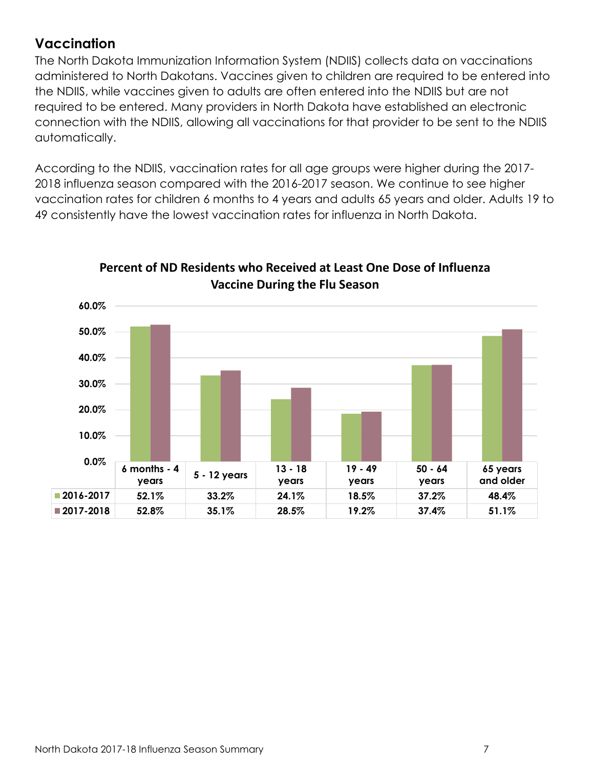## Vaccination

The North Dakota Immunization Information System (NDIIS) collects data on vaccinations administered to North Dakotans. Vaccines given to children are required to be entered into the NDIIS, while vaccines given to adults are often entered into the NDIIS but are not required to be entered. Many providers in North Dakota have established an electronic connection with the NDIIS, allowing all vaccinations for that provider to be sent to the NDIIS automatically.

According to the NDIIS, vaccination rates for all age groups were higher during the 2017-2018 influenza season compared with the 2016-2017 season. We continue to see higher vaccination rates for children 6 months to 4 years and adults 65 years and older. Adults 19 to 49 consistently have the lowest vaccination rates for influenza in North Dakota.

**Percent of ND Residents who Received at Least One Dose of Influenza Vaccine During the Flu Season**

60.0%
50.0%
40.0%
30.0%
20.0%
10.0%
0.0%

6 months - 4 years
5 - 12 years
13 - 18 years
19 - 49 years
50 - 64 years
65 years and older

2016-2017: 52.1% 33.2% 24.1% 18.5% 37.2% 48.4%

2017-2018: 52.8% 35.1% 28.5% 19.2% 37.4% 51.1%